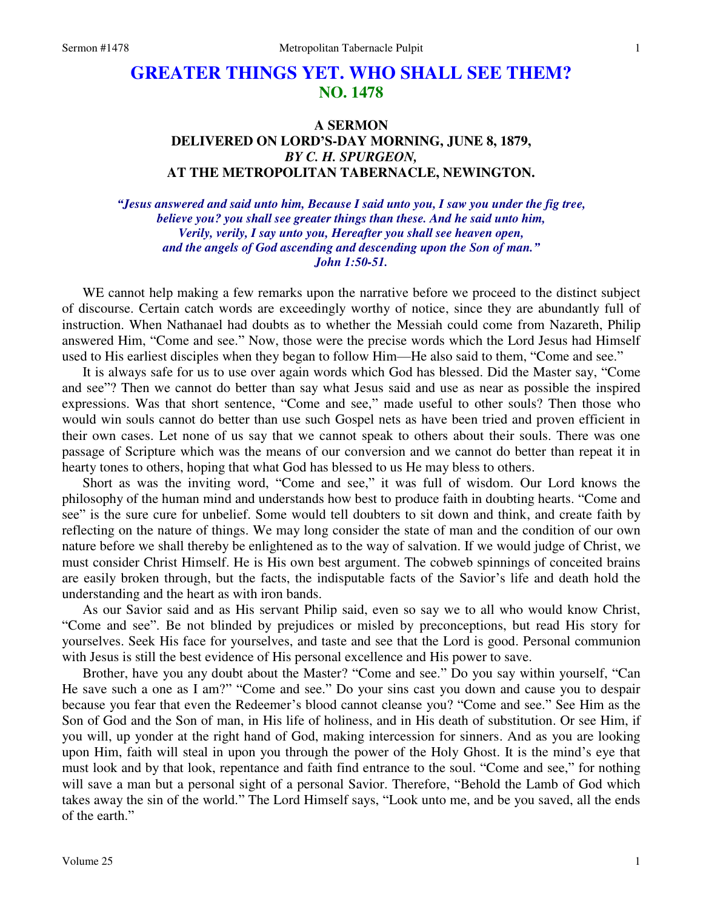# GREATER THINGS YET. WHO SHALL SEE THEM?
## NO. 1478

### A SERMON
### DELIVERED ON LORD'S-DAY MORNING, JUNE 8, 1879,
### *BY C. H. SPURGEON,*
### AT THE METROPOLITAN TABERNACLE, NEWINGTON.

***"Jesus answered and said unto him, Because I said unto you, I saw you under the fig tree, believe you? you shall see greater things than these. And he said unto him, Verily, verily, I say unto you, Hereafter you shall see heaven open, and the angels of God ascending and descending upon the Son of man." John 1:50-51.***

WE cannot help making a few remarks upon the narrative before we proceed to the distinct subject of discourse. Certain catch words are exceedingly worthy of notice, since they are abundantly full of instruction. When Nathanael had doubts as to whether the Messiah could come from Nazareth, Philip answered Him, "Come and see." Now, those were the precise words which the Lord Jesus had Himself used to His earliest disciples when they began to follow Him—He also said to them, "Come and see."

It is always safe for us to use over again words which God has blessed. Did the Master say, "Come and see"? Then we cannot do better than say what Jesus said and use as near as possible the inspired expressions. Was that short sentence, "Come and see," made useful to other souls? Then those who would win souls cannot do better than use such Gospel nets as have been tried and proven efficient in their own cases. Let none of us say that we cannot speak to others about their souls. There was one passage of Scripture which was the means of our conversion and we cannot do better than repeat it in hearty tones to others, hoping that what God has blessed to us He may bless to others.

Short as was the inviting word, "Come and see," it was full of wisdom. Our Lord knows the philosophy of the human mind and understands how best to produce faith in doubting hearts. "Come and see" is the sure cure for unbelief. Some would tell doubters to sit down and think, and create faith by reflecting on the nature of things. We may long consider the state of man and the condition of our own nature before we shall thereby be enlightened as to the way of salvation. If we would judge of Christ, we must consider Christ Himself. He is His own best argument. The cobweb spinnings of conceited brains are easily broken through, but the facts, the indisputable facts of the Savior's life and death hold the understanding and the heart as with iron bands.

As our Savior said and as His servant Philip said, even so say we to all who would know Christ, "Come and see". Be not blinded by prejudices or misled by preconceptions, but read His story for yourselves. Seek His face for yourselves, and taste and see that the Lord is good. Personal communion with Jesus is still the best evidence of His personal excellence and His power to save.

Brother, have you any doubt about the Master? "Come and see." Do you say within yourself, "Can He save such a one as I am?" "Come and see." Do your sins cast you down and cause you to despair because you fear that even the Redeemer's blood cannot cleanse you? "Come and see." See Him as the Son of God and the Son of man, in His life of holiness, and in His death of substitution. Or see Him, if you will, up yonder at the right hand of God, making intercession for sinners. And as you are looking upon Him, faith will steal in upon you through the power of the Holy Ghost. It is the mind's eye that must look and by that look, repentance and faith find entrance to the soul. "Come and see," for nothing will save a man but a personal sight of a personal Savior. Therefore, "Behold the Lamb of God which takes away the sin of the world." The Lord Himself says, "Look unto me, and be you saved, all the ends of the earth."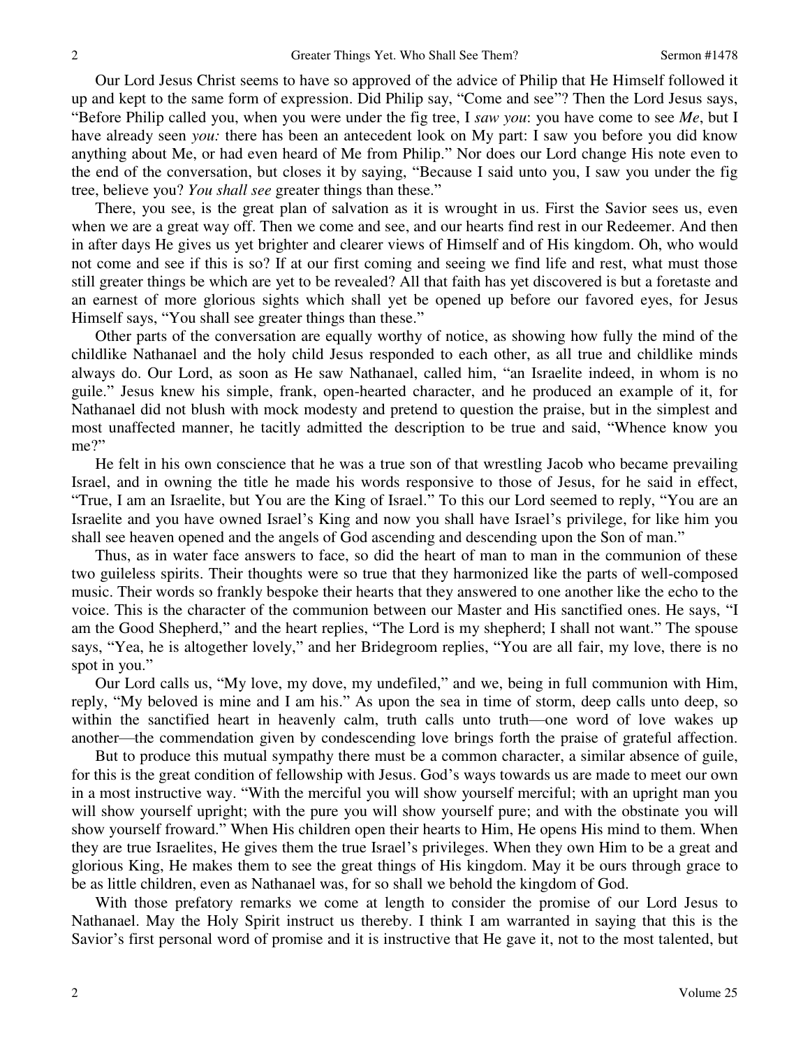Our Lord Jesus Christ seems to have so approved of the advice of Philip that He Himself followed it up and kept to the same form of expression. Did Philip say, "Come and see"? Then the Lord Jesus says, "Before Philip called you, when you were under the fig tree, I *saw you*: you have come to see *Me*, but I have already seen *you:* there has been an antecedent look on My part: I saw you before you did know anything about Me, or had even heard of Me from Philip." Nor does our Lord change His note even to the end of the conversation, but closes it by saying, "Because I said unto you, I saw you under the fig tree, believe you? *You shall see* greater things than these."

There, you see, is the great plan of salvation as it is wrought in us. First the Savior sees us, even when we are a great way off. Then we come and see, and our hearts find rest in our Redeemer. And then in after days He gives us yet brighter and clearer views of Himself and of His kingdom. Oh, who would not come and see if this is so? If at our first coming and seeing we find life and rest, what must those still greater things be which are yet to be revealed? All that faith has yet discovered is but a foretaste and an earnest of more glorious sights which shall yet be opened up before our favored eyes, for Jesus Himself says, "You shall see greater things than these."

Other parts of the conversation are equally worthy of notice, as showing how fully the mind of the childlike Nathanael and the holy child Jesus responded to each other, as all true and childlike minds always do. Our Lord, as soon as He saw Nathanael, called him, "an Israelite indeed, in whom is no guile." Jesus knew his simple, frank, open-hearted character, and he produced an example of it, for Nathanael did not blush with mock modesty and pretend to question the praise, but in the simplest and most unaffected manner, he tacitly admitted the description to be true and said, "Whence know you me?"

He felt in his own conscience that he was a true son of that wrestling Jacob who became prevailing Israel, and in owning the title he made his words responsive to those of Jesus, for he said in effect, "True, I am an Israelite, but You are the King of Israel." To this our Lord seemed to reply, "You are an Israelite and you have owned Israel's King and now you shall have Israel's privilege, for like him you shall see heaven opened and the angels of God ascending and descending upon the Son of man."

Thus, as in water face answers to face, so did the heart of man to man in the communion of these two guileless spirits. Their thoughts were so true that they harmonized like the parts of well-composed music. Their words so frankly bespoke their hearts that they answered to one another like the echo to the voice. This is the character of the communion between our Master and His sanctified ones. He says, "I am the Good Shepherd," and the heart replies, "The Lord is my shepherd; I shall not want." The spouse says, "Yea, he is altogether lovely," and her Bridegroom replies, "You are all fair, my love, there is no spot in you."

Our Lord calls us, "My love, my dove, my undefiled," and we, being in full communion with Him, reply, "My beloved is mine and I am his." As upon the sea in time of storm, deep calls unto deep, so within the sanctified heart in heavenly calm, truth calls unto truth—one word of love wakes up another—the commendation given by condescending love brings forth the praise of grateful affection.

But to produce this mutual sympathy there must be a common character, a similar absence of guile, for this is the great condition of fellowship with Jesus. God's ways towards us are made to meet our own in a most instructive way. "With the merciful you will show yourself merciful; with an upright man you will show yourself upright; with the pure you will show yourself pure; and with the obstinate you will show yourself froward." When His children open their hearts to Him, He opens His mind to them. When they are true Israelites, He gives them the true Israel's privileges. When they own Him to be a great and glorious King, He makes them to see the great things of His kingdom. May it be ours through grace to be as little children, even as Nathanael was, for so shall we behold the kingdom of God.

With those prefatory remarks we come at length to consider the promise of our Lord Jesus to Nathanael. May the Holy Spirit instruct us thereby. I think I am warranted in saying that this is the Savior's first personal word of promise and it is instructive that He gave it, not to the most talented, but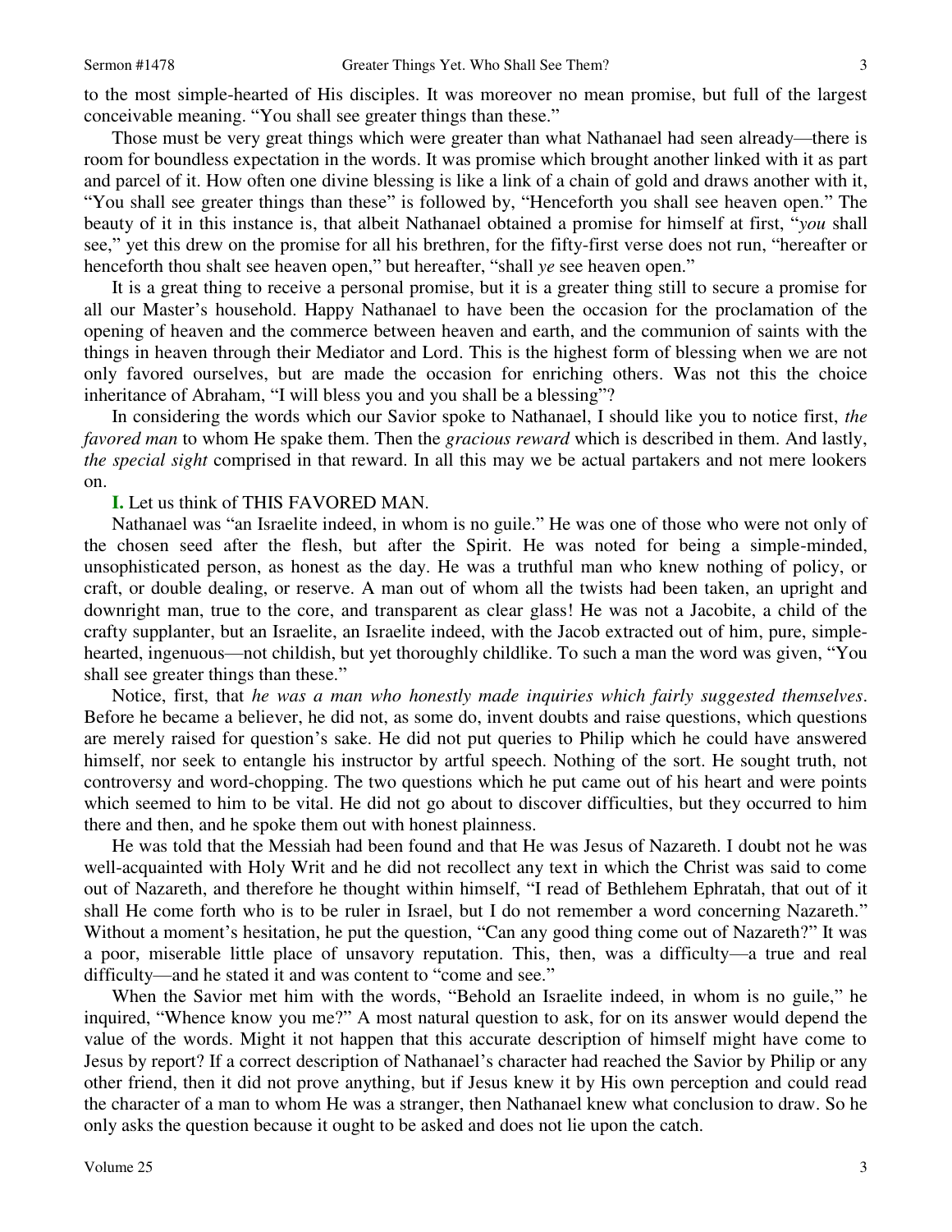to the most simple-hearted of His disciples. It was moreover no mean promise, but full of the largest conceivable meaning. "You shall see greater things than these."

Those must be very great things which were greater than what Nathanael had seen already—there is room for boundless expectation in the words. It was promise which brought another linked with it as part and parcel of it. How often one divine blessing is like a link of a chain of gold and draws another with it, "You shall see greater things than these" is followed by, "Henceforth you shall see heaven open." The beauty of it in this instance is, that albeit Nathanael obtained a promise for himself at first, "*you* shall see," yet this drew on the promise for all his brethren, for the fifty-first verse does not run, "hereafter or henceforth thou shalt see heaven open," but hereafter, "shall *ye* see heaven open."

It is a great thing to receive a personal promise, but it is a greater thing still to secure a promise for all our Master's household. Happy Nathanael to have been the occasion for the proclamation of the opening of heaven and the commerce between heaven and earth, and the communion of saints with the things in heaven through their Mediator and Lord. This is the highest form of blessing when we are not only favored ourselves, but are made the occasion for enriching others. Was not this the choice inheritance of Abraham, "I will bless you and you shall be a blessing"?

In considering the words which our Savior spoke to Nathanael, I should like you to notice first, *the favored man* to whom He spake them. Then the *gracious reward* which is described in them. And lastly, *the special sight* comprised in that reward. In all this may we be actual partakers and not mere lookers on.

**I.** Let us think of THIS FAVORED MAN.

Nathanael was "an Israelite indeed, in whom is no guile." He was one of those who were not only of the chosen seed after the flesh, but after the Spirit. He was noted for being a simple-minded, unsophisticated person, as honest as the day. He was a truthful man who knew nothing of policy, or craft, or double dealing, or reserve. A man out of whom all the twists had been taken, an upright and downright man, true to the core, and transparent as clear glass! He was not a Jacobite, a child of the crafty supplanter, but an Israelite, an Israelite indeed, with the Jacob extracted out of him, pure, simple-hearted, ingenuous—not childish, but yet thoroughly childlike. To such a man the word was given, "You shall see greater things than these."

Notice, first, that *he was a man who honestly made inquiries which fairly suggested themselves*. Before he became a believer, he did not, as some do, invent doubts and raise questions, which questions are merely raised for question's sake. He did not put queries to Philip which he could have answered himself, nor seek to entangle his instructor by artful speech. Nothing of the sort. He sought truth, not controversy and word-chopping. The two questions which he put came out of his heart and were points which seemed to him to be vital. He did not go about to discover difficulties, but they occurred to him there and then, and he spoke them out with honest plainness.

He was told that the Messiah had been found and that He was Jesus of Nazareth. I doubt not he was well-acquainted with Holy Writ and he did not recollect any text in which the Christ was said to come out of Nazareth, and therefore he thought within himself, "I read of Bethlehem Ephratah, that out of it shall He come forth who is to be ruler in Israel, but I do not remember a word concerning Nazareth." Without a moment's hesitation, he put the question, "Can any good thing come out of Nazareth?" It was a poor, miserable little place of unsavory reputation. This, then, was a difficulty—a true and real difficulty—and he stated it and was content to "come and see."

When the Savior met him with the words, "Behold an Israelite indeed, in whom is no guile," he inquired, "Whence know you me?" A most natural question to ask, for on its answer would depend the value of the words. Might it not happen that this accurate description of himself might have come to Jesus by report? If a correct description of Nathanael's character had reached the Savior by Philip or any other friend, then it did not prove anything, but if Jesus knew it by His own perception and could read the character of a man to whom He was a stranger, then Nathanael knew what conclusion to draw. So he only asks the question because it ought to be asked and does not lie upon the catch.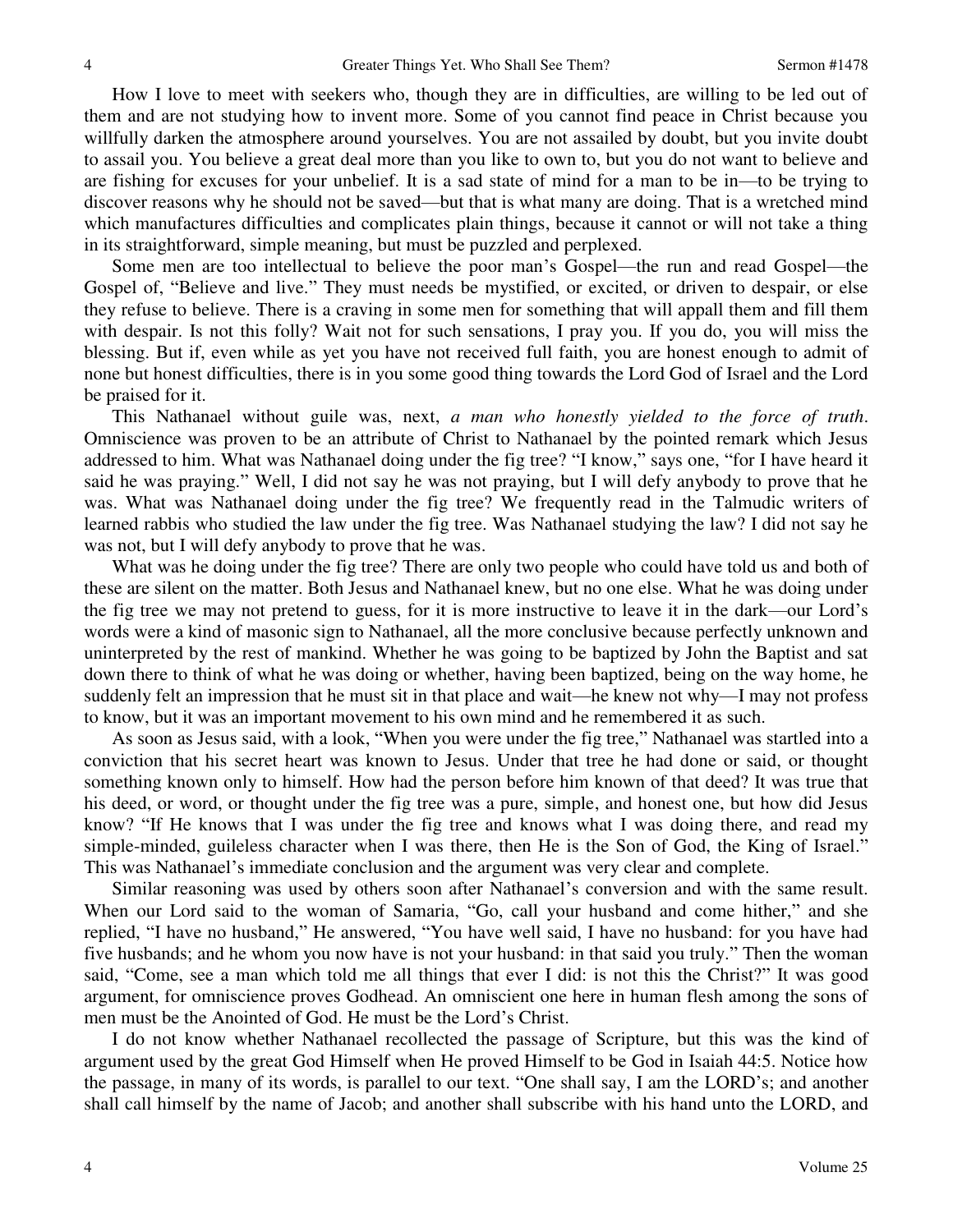How I love to meet with seekers who, though they are in difficulties, are willing to be led out of them and are not studying how to invent more. Some of you cannot find peace in Christ because you willfully darken the atmosphere around yourselves. You are not assailed by doubt, but you invite doubt to assail you. You believe a great deal more than you like to own to, but you do not want to believe and are fishing for excuses for your unbelief. It is a sad state of mind for a man to be in—to be trying to discover reasons why he should not be saved—but that is what many are doing. That is a wretched mind which manufactures difficulties and complicates plain things, because it cannot or will not take a thing in its straightforward, simple meaning, but must be puzzled and perplexed.

Some men are too intellectual to believe the poor man's Gospel—the run and read Gospel—the Gospel of, "Believe and live." They must needs be mystified, or excited, or driven to despair, or else they refuse to believe. There is a craving in some men for something that will appall them and fill them with despair. Is not this folly? Wait not for such sensations, I pray you. If you do, you will miss the blessing. But if, even while as yet you have not received full faith, you are honest enough to admit of none but honest difficulties, there is in you some good thing towards the Lord God of Israel and the Lord be praised for it.

This Nathanael without guile was, next, *a man who honestly yielded to the force of truth*. Omniscience was proven to be an attribute of Christ to Nathanael by the pointed remark which Jesus addressed to him. What was Nathanael doing under the fig tree? "I know," says one, "for I have heard it said he was praying." Well, I did not say he was not praying, but I will defy anybody to prove that he was. What was Nathanael doing under the fig tree? We frequently read in the Talmudic writers of learned rabbis who studied the law under the fig tree. Was Nathanael studying the law? I did not say he was not, but I will defy anybody to prove that he was.

What was he doing under the fig tree? There are only two people who could have told us and both of these are silent on the matter. Both Jesus and Nathanael knew, but no one else. What he was doing under the fig tree we may not pretend to guess, for it is more instructive to leave it in the dark—our Lord's words were a kind of masonic sign to Nathanael, all the more conclusive because perfectly unknown and uninterpreted by the rest of mankind. Whether he was going to be baptized by John the Baptist and sat down there to think of what he was doing or whether, having been baptized, being on the way home, he suddenly felt an impression that he must sit in that place and wait—he knew not why—I may not profess to know, but it was an important movement to his own mind and he remembered it as such.

As soon as Jesus said, with a look, "When you were under the fig tree," Nathanael was startled into a conviction that his secret heart was known to Jesus. Under that tree he had done or said, or thought something known only to himself. How had the person before him known of that deed? It was true that his deed, or word, or thought under the fig tree was a pure, simple, and honest one, but how did Jesus know? "If He knows that I was under the fig tree and knows what I was doing there, and read my simple-minded, guileless character when I was there, then He is the Son of God, the King of Israel." This was Nathanael's immediate conclusion and the argument was very clear and complete.

Similar reasoning was used by others soon after Nathanael's conversion and with the same result. When our Lord said to the woman of Samaria, "Go, call your husband and come hither," and she replied, "I have no husband," He answered, "You have well said, I have no husband: for you have had five husbands; and he whom you now have is not your husband: in that said you truly." Then the woman said, "Come, see a man which told me all things that ever I did: is not this the Christ?" It was good argument, for omniscience proves Godhead. An omniscient one here in human flesh among the sons of men must be the Anointed of God. He must be the Lord's Christ.

I do not know whether Nathanael recollected the passage of Scripture, but this was the kind of argument used by the great God Himself when He proved Himself to be God in Isaiah 44:5. Notice how the passage, in many of its words, is parallel to our text. "One shall say, I am the LORD's; and another shall call himself by the name of Jacob; and another shall subscribe with his hand unto the LORD, and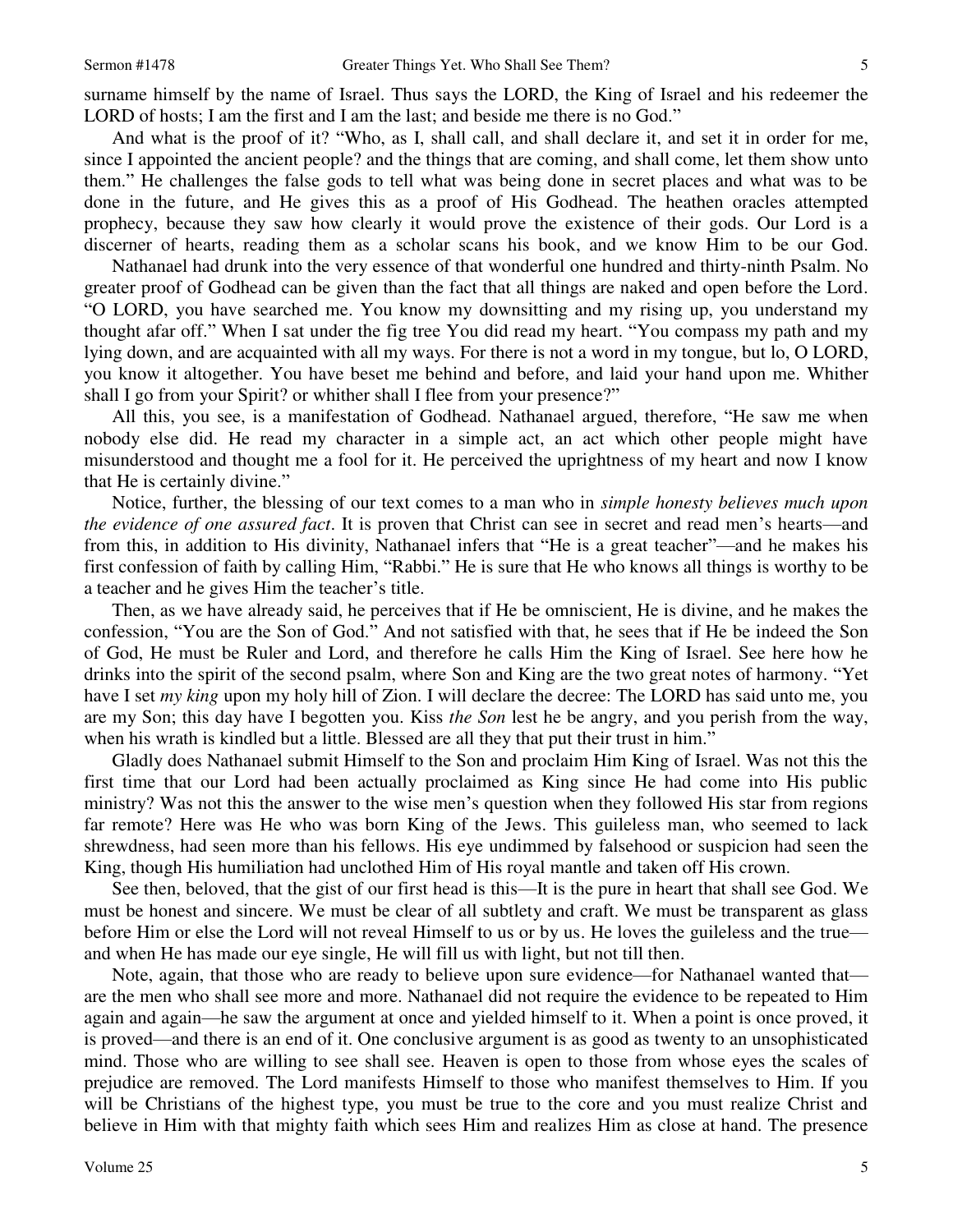surname himself by the name of Israel. Thus says the LORD, the King of Israel and his redeemer the LORD of hosts; I am the first and I am the last; and beside me there is no God."

And what is the proof of it? "Who, as I, shall call, and shall declare it, and set it in order for me, since I appointed the ancient people? and the things that are coming, and shall come, let them show unto them." He challenges the false gods to tell what was being done in secret places and what was to be done in the future, and He gives this as a proof of His Godhead. The heathen oracles attempted prophecy, because they saw how clearly it would prove the existence of their gods. Our Lord is a discerner of hearts, reading them as a scholar scans his book, and we know Him to be our God.

Nathanael had drunk into the very essence of that wonderful one hundred and thirty-ninth Psalm. No greater proof of Godhead can be given than the fact that all things are naked and open before the Lord. "O LORD, you have searched me. You know my downsitting and my rising up, you understand my thought afar off." When I sat under the fig tree You did read my heart. "You compass my path and my lying down, and are acquainted with all my ways. For there is not a word in my tongue, but lo, O LORD, you know it altogether. You have beset me behind and before, and laid your hand upon me. Whither shall I go from your Spirit? or whither shall I flee from your presence?"

All this, you see, is a manifestation of Godhead. Nathanael argued, therefore, "He saw me when nobody else did. He read my character in a simple act, an act which other people might have misunderstood and thought me a fool for it. He perceived the uprightness of my heart and now I know that He is certainly divine."

Notice, further, the blessing of our text comes to a man who in *simple honesty believes much upon the evidence of one assured fact*. It is proven that Christ can see in secret and read men's hearts—and from this, in addition to His divinity, Nathanael infers that "He is a great teacher"—and he makes his first confession of faith by calling Him, "Rabbi." He is sure that He who knows all things is worthy to be a teacher and he gives Him the teacher's title.

Then, as we have already said, he perceives that if He be omniscient, He is divine, and he makes the confession, "You are the Son of God." And not satisfied with that, he sees that if He be indeed the Son of God, He must be Ruler and Lord, and therefore he calls Him the King of Israel. See here how he drinks into the spirit of the second psalm, where Son and King are the two great notes of harmony. "Yet have I set *my king* upon my holy hill of Zion. I will declare the decree: The LORD has said unto me, you are my Son; this day have I begotten you. Kiss *the Son* lest he be angry, and you perish from the way, when his wrath is kindled but a little. Blessed are all they that put their trust in him."

Gladly does Nathanael submit Himself to the Son and proclaim Him King of Israel. Was not this the first time that our Lord had been actually proclaimed as King since He had come into His public ministry? Was not this the answer to the wise men's question when they followed His star from regions far remote? Here was He who was born King of the Jews. This guileless man, who seemed to lack shrewdness, had seen more than his fellows. His eye undimmed by falsehood or suspicion had seen the King, though His humiliation had unclothed Him of His royal mantle and taken off His crown.

See then, beloved, that the gist of our first head is this—It is the pure in heart that shall see God. We must be honest and sincere. We must be clear of all subtlety and craft. We must be transparent as glass before Him or else the Lord will not reveal Himself to us or by us. He loves the guileless and the true—and when He has made our eye single, He will fill us with light, but not till then.

Note, again, that those who are ready to believe upon sure evidence—for Nathanael wanted that—are the men who shall see more and more. Nathanael did not require the evidence to be repeated to Him again and again—he saw the argument at once and yielded himself to it. When a point is once proved, it is proved—and there is an end of it. One conclusive argument is as good as twenty to an unsophisticated mind. Those who are willing to see shall see. Heaven is open to those from whose eyes the scales of prejudice are removed. The Lord manifests Himself to those who manifest themselves to Him. If you will be Christians of the highest type, you must be true to the core and you must realize Christ and believe in Him with that mighty faith which sees Him and realizes Him as close at hand. The presence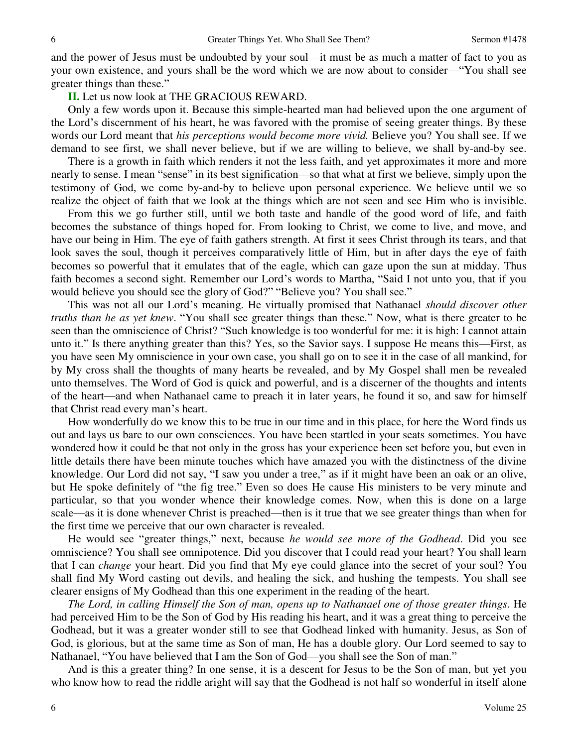and the power of Jesus must be undoubted by your soul—it must be as much a matter of fact to you as your own existence, and yours shall be the word which we are now about to consider—"You shall see greater things than these."

**II.** Let us now look at THE GRACIOUS REWARD.

Only a few words upon it. Because this simple-hearted man had believed upon the one argument of the Lord's discernment of his heart, he was favored with the promise of seeing greater things. By these words our Lord meant that *his perceptions would become more vivid.* Believe you? You shall see. If we demand to see first, we shall never believe, but if we are willing to believe, we shall by-and-by see.

There is a growth in faith which renders it not the less faith, and yet approximates it more and more nearly to sense. I mean "sense" in its best signification—so that what at first we believe, simply upon the testimony of God, we come by-and-by to believe upon personal experience. We believe until we so realize the object of faith that we look at the things which are not seen and see Him who is invisible.

From this we go further still, until we both taste and handle of the good word of life, and faith becomes the substance of things hoped for. From looking to Christ, we come to live, and move, and have our being in Him. The eye of faith gathers strength. At first it sees Christ through its tears, and that look saves the soul, though it perceives comparatively little of Him, but in after days the eye of faith becomes so powerful that it emulates that of the eagle, which can gaze upon the sun at midday. Thus faith becomes a second sight. Remember our Lord's words to Martha, "Said I not unto you, that if you would believe you should see the glory of God?" "Believe you? You shall see."

This was not all our Lord's meaning. He virtually promised that Nathanael *should discover other truths than he as yet knew*. "You shall see greater things than these." Now, what is there greater to be seen than the omniscience of Christ? "Such knowledge is too wonderful for me: it is high: I cannot attain unto it." Is there anything greater than this? Yes, so the Savior says. I suppose He means this—First, as you have seen My omniscience in your own case, you shall go on to see it in the case of all mankind, for by My cross shall the thoughts of many hearts be revealed, and by My Gospel shall men be revealed unto themselves. The Word of God is quick and powerful, and is a discerner of the thoughts and intents of the heart—and when Nathanael came to preach it in later years, he found it so, and saw for himself that Christ read every man's heart.

How wonderfully do we know this to be true in our time and in this place, for here the Word finds us out and lays us bare to our own consciences. You have been startled in your seats sometimes. You have wondered how it could be that not only in the gross has your experience been set before you, but even in little details there have been minute touches which have amazed you with the distinctness of the divine knowledge. Our Lord did not say, "I saw you under a tree," as if it might have been an oak or an olive, but He spoke definitely of "the fig tree." Even so does He cause His ministers to be very minute and particular, so that you wonder whence their knowledge comes. Now, when this is done on a large scale—as it is done whenever Christ is preached—then is it true that we see greater things than when for the first time we perceive that our own character is revealed.

He would see "greater things," next, because *he would see more of the Godhead*. Did you see omniscience? You shall see omnipotence. Did you discover that I could read your heart? You shall learn that I can *change* your heart. Did you find that My eye could glance into the secret of your soul? You shall find My Word casting out devils, and healing the sick, and hushing the tempests. You shall see clearer ensigns of My Godhead than this one experiment in the reading of the heart.

*The Lord, in calling Himself the Son of man, opens up to Nathanael one of those greater things*. He had perceived Him to be the Son of God by His reading his heart, and it was a great thing to perceive the Godhead, but it was a greater wonder still to see that Godhead linked with humanity. Jesus, as Son of God, is glorious, but at the same time as Son of man, He has a double glory. Our Lord seemed to say to Nathanael, "You have believed that I am the Son of God—you shall see the Son of man."

And is this a greater thing? In one sense, it is a descent for Jesus to be the Son of man, but yet you who know how to read the riddle aright will say that the Godhead is not half so wonderful in itself alone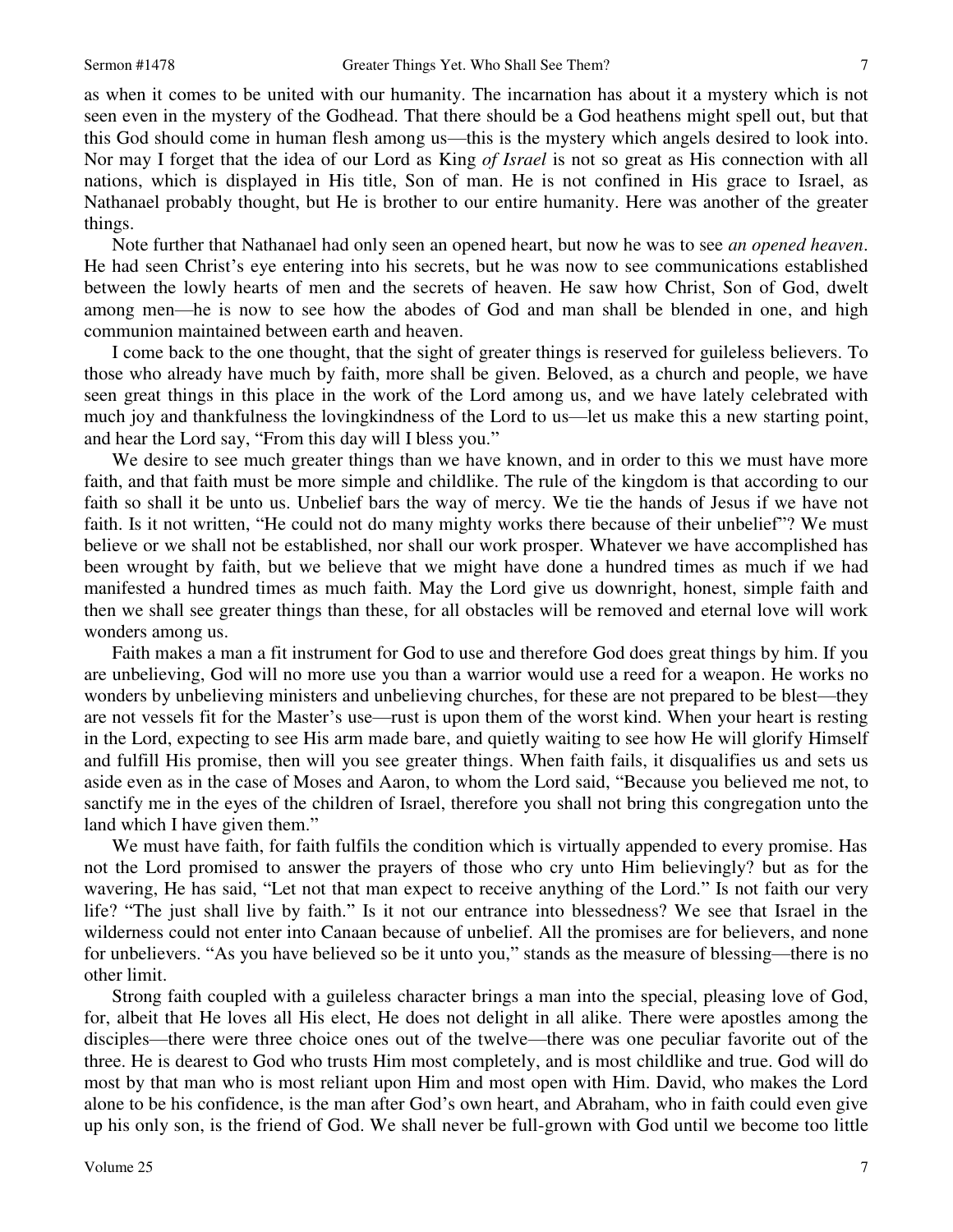as when it comes to be united with our humanity. The incarnation has about it a mystery which is not seen even in the mystery of the Godhead. That there should be a God heathens might spell out, but that this God should come in human flesh among us—this is the mystery which angels desired to look into. Nor may I forget that the idea of our Lord as King *of Israel* is not so great as His connection with all nations, which is displayed in His title, Son of man. He is not confined in His grace to Israel, as Nathanael probably thought, but He is brother to our entire humanity. Here was another of the greater things.

Note further that Nathanael had only seen an opened heart, but now he was to see *an opened heaven*. He had seen Christ's eye entering into his secrets, but he was now to see communications established between the lowly hearts of men and the secrets of heaven. He saw how Christ, Son of God, dwelt among men—he is now to see how the abodes of God and man shall be blended in one, and high communion maintained between earth and heaven.

I come back to the one thought, that the sight of greater things is reserved for guileless believers. To those who already have much by faith, more shall be given. Beloved, as a church and people, we have seen great things in this place in the work of the Lord among us, and we have lately celebrated with much joy and thankfulness the lovingkindness of the Lord to us—let us make this a new starting point, and hear the Lord say, "From this day will I bless you."

We desire to see much greater things than we have known, and in order to this we must have more faith, and that faith must be more simple and childlike. The rule of the kingdom is that according to our faith so shall it be unto us. Unbelief bars the way of mercy. We tie the hands of Jesus if we have not faith. Is it not written, "He could not do many mighty works there because of their unbelief"? We must believe or we shall not be established, nor shall our work prosper. Whatever we have accomplished has been wrought by faith, but we believe that we might have done a hundred times as much if we had manifested a hundred times as much faith. May the Lord give us downright, honest, simple faith and then we shall see greater things than these, for all obstacles will be removed and eternal love will work wonders among us.

Faith makes a man a fit instrument for God to use and therefore God does great things by him. If you are unbelieving, God will no more use you than a warrior would use a reed for a weapon. He works no wonders by unbelieving ministers and unbelieving churches, for these are not prepared to be blest—they are not vessels fit for the Master's use—rust is upon them of the worst kind. When your heart is resting in the Lord, expecting to see His arm made bare, and quietly waiting to see how He will glorify Himself and fulfill His promise, then will you see greater things. When faith fails, it disqualifies us and sets us aside even as in the case of Moses and Aaron, to whom the Lord said, "Because you believed me not, to sanctify me in the eyes of the children of Israel, therefore you shall not bring this congregation unto the land which I have given them."

We must have faith, for faith fulfils the condition which is virtually appended to every promise. Has not the Lord promised to answer the prayers of those who cry unto Him believingly? but as for the wavering, He has said, "Let not that man expect to receive anything of the Lord." Is not faith our very life? "The just shall live by faith." Is it not our entrance into blessedness? We see that Israel in the wilderness could not enter into Canaan because of unbelief. All the promises are for believers, and none for unbelievers. "As you have believed so be it unto you," stands as the measure of blessing—there is no other limit.

Strong faith coupled with a guileless character brings a man into the special, pleasing love of God, for, albeit that He loves all His elect, He does not delight in all alike. There were apostles among the disciples—there were three choice ones out of the twelve—there was one peculiar favorite out of the three. He is dearest to God who trusts Him most completely, and is most childlike and true. God will do most by that man who is most reliant upon Him and most open with Him. David, who makes the Lord alone to be his confidence, is the man after God's own heart, and Abraham, who in faith could even give up his only son, is the friend of God. We shall never be full-grown with God until we become too little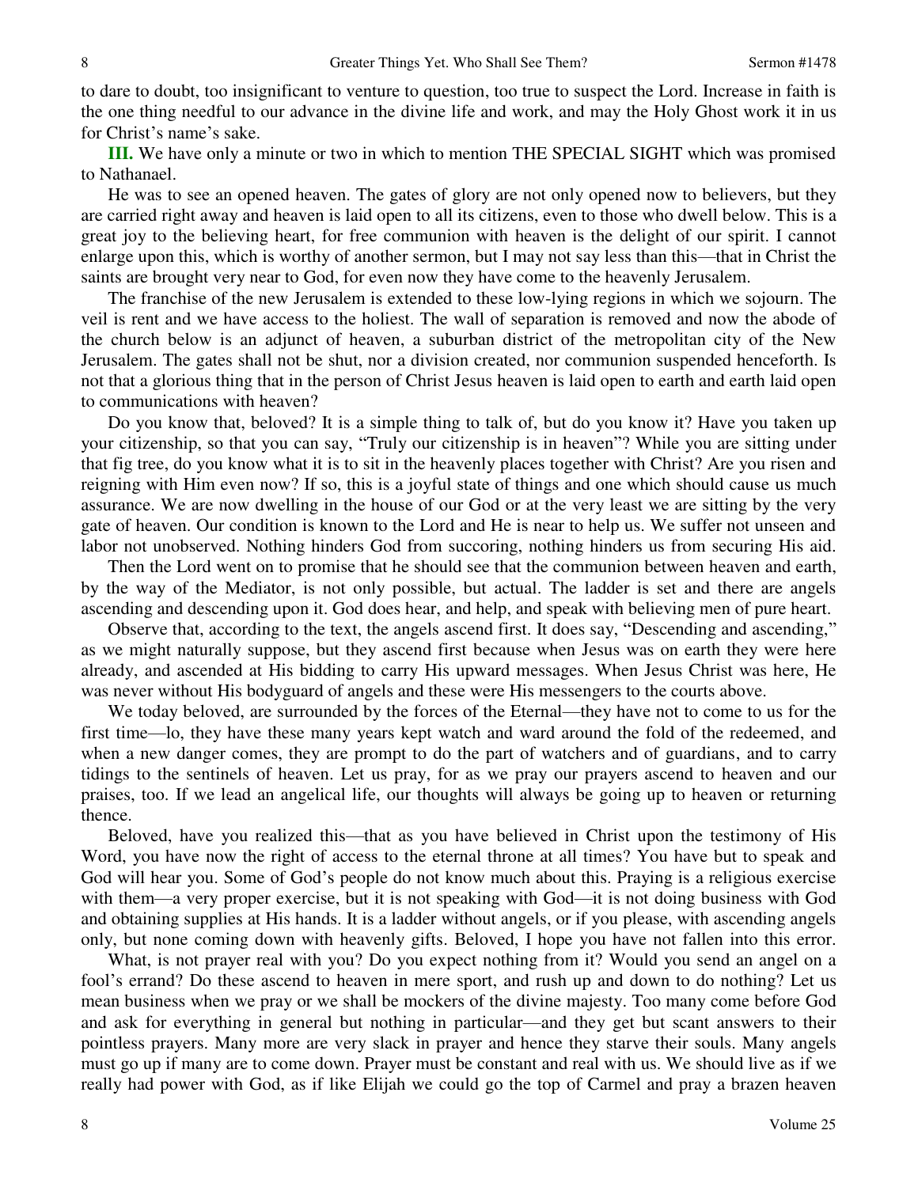to dare to doubt, too insignificant to venture to question, too true to suspect the Lord. Increase in faith is the one thing needful to our advance in the divine life and work, and may the Holy Ghost work it in us for Christ's name's sake.

**III.** We have only a minute or two in which to mention THE SPECIAL SIGHT which was promised to Nathanael.

He was to see an opened heaven. The gates of glory are not only opened now to believers, but they are carried right away and heaven is laid open to all its citizens, even to those who dwell below. This is a great joy to the believing heart, for free communion with heaven is the delight of our spirit. I cannot enlarge upon this, which is worthy of another sermon, but I may not say less than this—that in Christ the saints are brought very near to God, for even now they have come to the heavenly Jerusalem.

The franchise of the new Jerusalem is extended to these low-lying regions in which we sojourn. The veil is rent and we have access to the holiest. The wall of separation is removed and now the abode of the church below is an adjunct of heaven, a suburban district of the metropolitan city of the New Jerusalem. The gates shall not be shut, nor a division created, nor communion suspended henceforth. Is not that a glorious thing that in the person of Christ Jesus heaven is laid open to earth and earth laid open to communications with heaven?

Do you know that, beloved? It is a simple thing to talk of, but do you know it? Have you taken up your citizenship, so that you can say, "Truly our citizenship is in heaven"? While you are sitting under that fig tree, do you know what it is to sit in the heavenly places together with Christ? Are you risen and reigning with Him even now? If so, this is a joyful state of things and one which should cause us much assurance. We are now dwelling in the house of our God or at the very least we are sitting by the very gate of heaven. Our condition is known to the Lord and He is near to help us. We suffer not unseen and labor not unobserved. Nothing hinders God from succoring, nothing hinders us from securing His aid.

Then the Lord went on to promise that he should see that the communion between heaven and earth, by the way of the Mediator, is not only possible, but actual. The ladder is set and there are angels ascending and descending upon it. God does hear, and help, and speak with believing men of pure heart.

Observe that, according to the text, the angels ascend first. It does say, "Descending and ascending," as we might naturally suppose, but they ascend first because when Jesus was on earth they were here already, and ascended at His bidding to carry His upward messages. When Jesus Christ was here, He was never without His bodyguard of angels and these were His messengers to the courts above.

We today beloved, are surrounded by the forces of the Eternal—they have not to come to us for the first time—lo, they have these many years kept watch and ward around the fold of the redeemed, and when a new danger comes, they are prompt to do the part of watchers and of guardians, and to carry tidings to the sentinels of heaven. Let us pray, for as we pray our prayers ascend to heaven and our praises, too. If we lead an angelical life, our thoughts will always be going up to heaven or returning thence.

Beloved, have you realized this—that as you have believed in Christ upon the testimony of His Word, you have now the right of access to the eternal throne at all times? You have but to speak and God will hear you. Some of God's people do not know much about this. Praying is a religious exercise with them—a very proper exercise, but it is not speaking with God—it is not doing business with God and obtaining supplies at His hands. It is a ladder without angels, or if you please, with ascending angels only, but none coming down with heavenly gifts. Beloved, I hope you have not fallen into this error.

What, is not prayer real with you? Do you expect nothing from it? Would you send an angel on a fool's errand? Do these ascend to heaven in mere sport, and rush up and down to do nothing? Let us mean business when we pray or we shall be mockers of the divine majesty. Too many come before God and ask for everything in general but nothing in particular—and they get but scant answers to their pointless prayers. Many more are very slack in prayer and hence they starve their souls. Many angels must go up if many are to come down. Prayer must be constant and real with us. We should live as if we really had power with God, as if like Elijah we could go the top of Carmel and pray a brazen heaven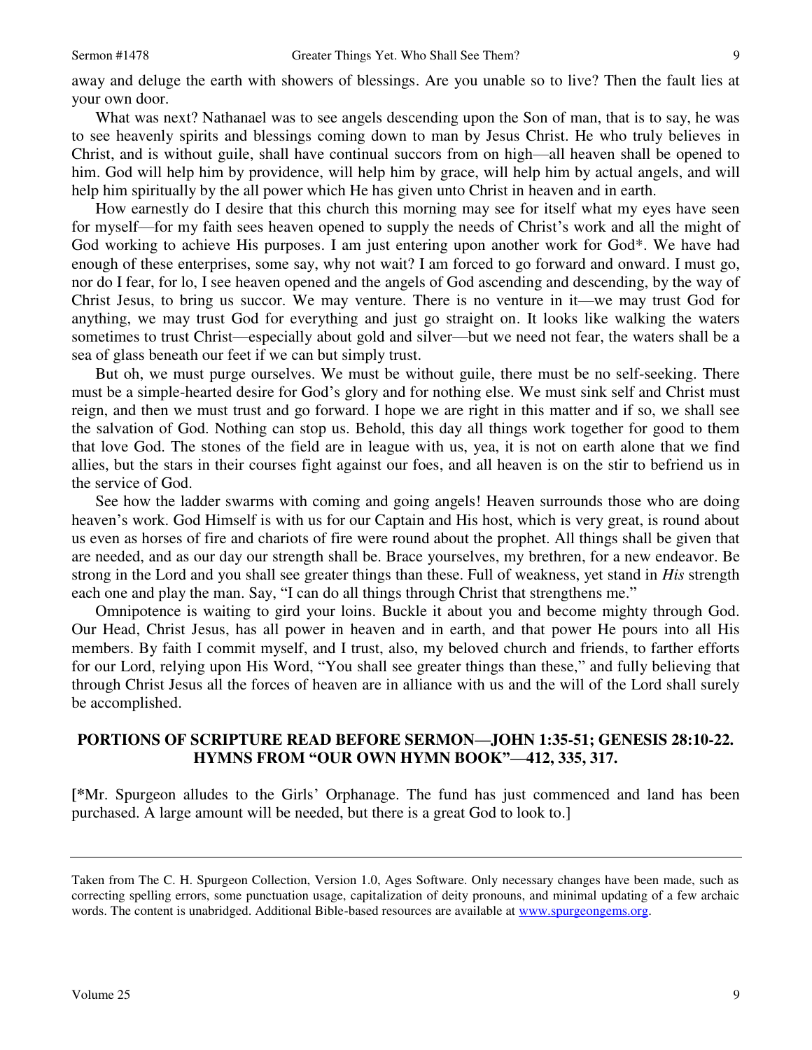away and deluge the earth with showers of blessings. Are you unable so to live? Then the fault lies at your own door.

What was next? Nathanael was to see angels descending upon the Son of man, that is to say, he was to see heavenly spirits and blessings coming down to man by Jesus Christ. He who truly believes in Christ, and is without guile, shall have continual succors from on high—all heaven shall be opened to him. God will help him by providence, will help him by grace, will help him by actual angels, and will help him spiritually by the all power which He has given unto Christ in heaven and in earth.

How earnestly do I desire that this church this morning may see for itself what my eyes have seen for myself—for my faith sees heaven opened to supply the needs of Christ's work and all the might of God working to achieve His purposes. I am just entering upon another work for God*. We have had enough of these enterprises, some say, why not wait? I am forced to go forward and onward. I must go, nor do I fear, for lo, I see heaven opened and the angels of God ascending and descending, by the way of Christ Jesus, to bring us succor. We may venture. There is no venture in it—we may trust God for anything, we may trust God for everything and just go straight on. It looks like walking the waters sometimes to trust Christ—especially about gold and silver—but we need not fear, the waters shall be a sea of glass beneath our feet if we can but simply trust.

But oh, we must purge ourselves. We must be without guile, there must be no self-seeking. There must be a simple-hearted desire for God's glory and for nothing else. We must sink self and Christ must reign, and then we must trust and go forward. I hope we are right in this matter and if so, we shall see the salvation of God. Nothing can stop us. Behold, this day all things work together for good to them that love God. The stones of the field are in league with us, yea, it is not on earth alone that we find allies, but the stars in their courses fight against our foes, and all heaven is on the stir to befriend us in the service of God.

See how the ladder swarms with coming and going angels! Heaven surrounds those who are doing heaven's work. God Himself is with us for our Captain and His host, which is very great, is round about us even as horses of fire and chariots of fire were round about the prophet. All things shall be given that are needed, and as our day our strength shall be. Brace yourselves, my brethren, for a new endeavor. Be strong in the Lord and you shall see greater things than these. Full of weakness, yet stand in *His* strength each one and play the man. Say, "I can do all things through Christ that strengthens me."

Omnipotence is waiting to gird your loins. Buckle it about you and become mighty through God. Our Head, Christ Jesus, has all power in heaven and in earth, and that power He pours into all His members. By faith I commit myself, and I trust, also, my beloved church and friends, to farther efforts for our Lord, relying upon His Word, "You shall see greater things than these," and fully believing that through Christ Jesus all the forces of heaven are in alliance with us and the will of the Lord shall surely be accomplished.

**PORTIONS OF SCRIPTURE READ BEFORE SERMON—JOHN 1:35-51; GENESIS 28:10-22.**
**HYMNS FROM "OUR OWN HYMN BOOK"—412, 335, 317.**

**[***Mr. Spurgeon alludes to the Girls' Orphanage. The fund has just commenced and land has been purchased. A large amount will be needed, but there is a great God to look to.]

---

Taken from The C. H. Spurgeon Collection, Version 1.0, Ages Software. Only necessary changes have been made, such as correcting spelling errors, some punctuation usage, capitalization of deity pronouns, and minimal updating of a few archaic words. The content is unabridged. Additional Bible-based resources are available at www.spurgeongems.org.